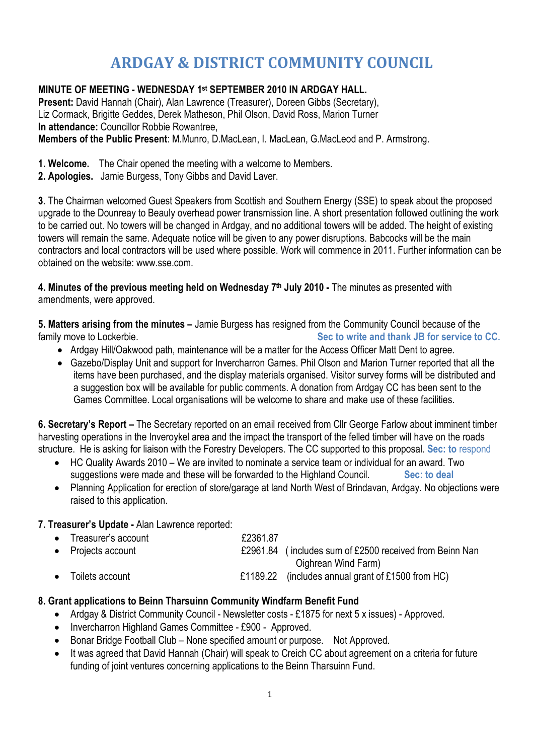# ARDGAY & DISTRICT COMMUNITY COUNCIL

**MINUTE OF MEETING - WEDNESDAY 1st SEPTEMBER 2010 IN ARDGAY HALL.**
**Present:** David Hannah (Chair), Alan Lawrence (Treasurer), Doreen Gibbs (Secretary), Liz Cormack, Brigitte Geddes, Derek Matheson, Phil Olson, David Ross, Marion Turner
**In attendance:** Councillor Robbie Rowantree,
**Members of the Public Present**: M.Munro, D.MacLean, I. MacLean, G.MacLeod and P. Armstrong.

**1. Welcome.** The Chair opened the meeting with a welcome to Members.
**2. Apologies.** Jamie Burgess, Tony Gibbs and David Laver.

**3**. The Chairman welcomed Guest Speakers from Scottish and Southern Energy (SSE) to speak about the proposed upgrade to the Dounreay to Beauly overhead power transmission line. A short presentation followed outlining the work to be carried out. No towers will be changed in Ardgay, and no additional towers will be added. The height of existing towers will remain the same. Adequate notice will be given to any power disruptions. Babcocks will be the main contractors and local contractors will be used where possible. Work will commence in 2011. Further information can be obtained on the website: www.sse.com.

**4. Minutes of the previous meeting held on Wednesday 7th July 2010 -** The minutes as presented with amendments, were approved.

**5. Matters arising from the minutes –** Jamie Burgess has resigned from the Community Council because of the family move to Lockerbie. **Sec to write and thank JB for service to CC.**

- Ardgay Hill/Oakwood path, maintenance will be a matter for the Access Officer Matt Dent to agree.
- Gazebo/Display Unit and support for Invercharron Games. Phil Olson and Marion Turner reported that all the items have been purchased, and the display materials organised. Visitor survey forms will be distributed and a suggestion box will be available for public comments. A donation from Ardgay CC has been sent to the Games Committee. Local organisations will be welcome to share and make use of these facilities.

**6. Secretary's Report –** The Secretary reported on an email received from Cllr George Farlow about imminent timber harvesting operations in the Inveroykel area and the impact the transport of the felled timber will have on the roads structure. He is asking for liaison with the Forestry Developers. The CC supported to this proposal. **Sec: to** respond

- HC Quality Awards 2010 – We are invited to nominate a service team or individual for an award. Two suggestions were made and these will be forwarded to the Highland Council. **Sec: to deal**
- Planning Application for erection of store/garage at land North West of Brindavan, Ardgay. No objections were raised to this application.

**7. Treasurer's Update -** Alan Lawrence reported:

- Treasurer's account £2361.87
- Projects account £2961.84 ( includes sum of £2500 received from Beinn Nan Oighrean Wind Farm)
- Toilets account £1189.22 (includes annual grant of £1500 from HC)

**8. Grant applications to Beinn Tharsuinn Community Windfarm Benefit Fund**

- Ardgay & District Community Council - Newsletter costs - £1875 for next 5 x issues) - Approved.
- Invercharron Highland Games Committee - £900 - Approved.
- Bonar Bridge Football Club – None specified amount or purpose. Not Approved.
- It was agreed that David Hannah (Chair) will speak to Creich CC about agreement on a criteria for future funding of joint ventures concerning applications to the Beinn Tharsuinn Fund.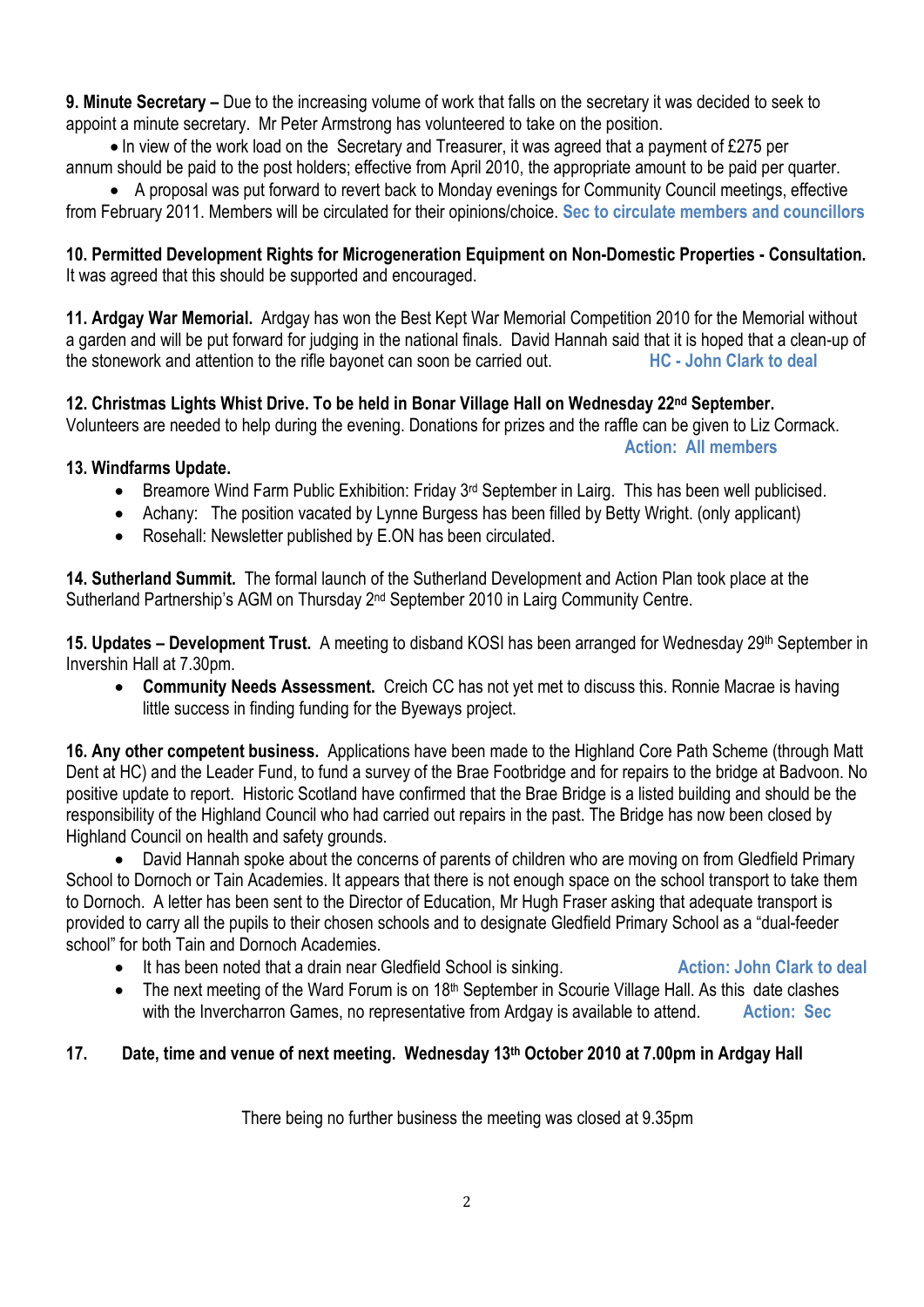**9. Minute Secretary –** Due to the increasing volume of work that falls on the secretary it was decided to seek to appoint a minute secretary. Mr Peter Armstrong has volunteered to take on the position.

- In view of the work load on the Secretary and Treasurer, it was agreed that a payment of £275 per annum should be paid to the post holders; effective from April 2010, the appropriate amount to be paid per quarter.
- A proposal was put forward to revert back to Monday evenings for Community Council meetings, effective from February 2011. Members will be circulated for their opinions/choice. **Sec to circulate members and councillors**

**10. Permitted Development Rights for Microgeneration Equipment on Non-Domestic Properties - Consultation.** It was agreed that this should be supported and encouraged.

**11. Ardgay War Memorial.** Ardgay has won the Best Kept War Memorial Competition 2010 for the Memorial without a garden and will be put forward for judging in the national finals. David Hannah said that it is hoped that a clean-up of the stonework and attention to the rifle bayonet can soon be carried out. **HC - John Clark to deal**

**12. Christmas Lights Whist Drive. To be held in Bonar Village Hall on Wednesday 22nd September.**
Volunteers are needed to help during the evening. Donations for prizes and the raffle can be given to Liz Cormack.
**Action: All members**

**13. Windfarms Update.**

- Breamore Wind Farm Public Exhibition: Friday 3rd September in Lairg. This has been well publicised.
- Achany: The position vacated by Lynne Burgess has been filled by Betty Wright. (only applicant)
- Rosehall: Newsletter published by E.ON has been circulated.

**14. Sutherland Summit.** The formal launch of the Sutherland Development and Action Plan took place at the Sutherland Partnership's AGM on Thursday 2nd September 2010 in Lairg Community Centre.

**15. Updates – Development Trust.** A meeting to disband KOSI has been arranged for Wednesday 29th September in Invershin Hall at 7.30pm.

- **Community Needs Assessment.** Creich CC has not yet met to discuss this. Ronnie Macrae is having little success in finding funding for the Byeways project.

**16. Any other competent business.** Applications have been made to the Highland Core Path Scheme (through Matt Dent at HC) and the Leader Fund, to fund a survey of the Brae Footbridge and for repairs to the bridge at Badvoon. No positive update to report. Historic Scotland have confirmed that the Brae Bridge is a listed building and should be the responsibility of the Highland Council who had carried out repairs in the past. The Bridge has now been closed by Highland Council on health and safety grounds.

- David Hannah spoke about the concerns of parents of children who are moving on from Gledfield Primary School to Dornoch or Tain Academies. It appears that there is not enough space on the school transport to take them to Dornoch. A letter has been sent to the Director of Education, Mr Hugh Fraser asking that adequate transport is provided to carry all the pupils to their chosen schools and to designate Gledfield Primary School as a "dual-feeder school" for both Tain and Dornoch Academies.
- It has been noted that a drain near Gledfield School is sinking. **Action: John Clark to deal**
- The next meeting of the Ward Forum is on 18th September in Scourie Village Hall. As this date clashes with the Invercharron Games, no representative from Ardgay is available to attend. **Action: Sec**

**17. Date, time and venue of next meeting. Wednesday 13th October 2010 at 7.00pm in Ardgay Hall**

There being no further business the meeting was closed at 9.35pm